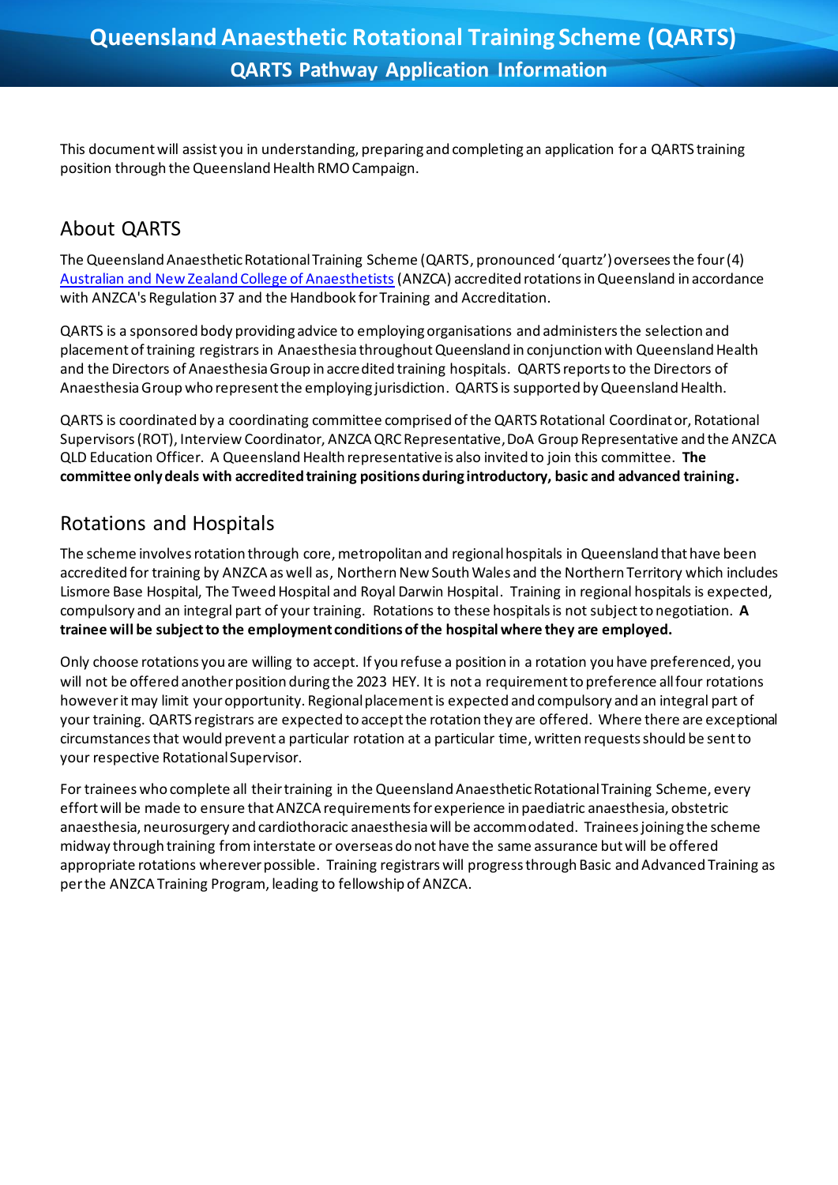# Queensland Anaesthetic Rotational Training Scheme (QARTS)

## QARTS Pathway Application Information

This document will assist you in understanding, preparing and completing an application for a QARTS training position through the Queensland Health RMO Campaign.

## About QARTS

The Queensland Anaesthetic Rotational Training Scheme (QARTS, pronounced 'quartz') oversees the four (4) [Australian and New Zealand College of Anaesthetists](#) (ANZCA) accredited rotations in Queensland in accordance with ANZCA's Regulation 37 and the Handbook for Training and Accreditation.

QARTS is a sponsored body providing advice to employing organisations and administers the selection and placement of training registrars in Anaesthesia throughout Queensland in conjunction with Queensland Health and the Directors of Anaesthesia Group in accredited training hospitals. QARTS reports to the Directors of Anaesthesia Group who represent the employing jurisdiction. QARTS is supported by Queensland Health.

QARTS is coordinated by a coordinating committee comprised of the QARTS Rotational Coordinator, Rotational Supervisors (ROT), Interview Coordinator, ANZCA QRC Representative, DoA Group Representative and the ANZCA QLD Education Officer. A Queensland Health representative is also invited to join this committee. **The committee only deals with accredited training positions during introductory, basic and advanced training.**

## Rotations and Hospitals

The scheme involves rotation through core, metropolitan and regional hospitals in Queensland that have been accredited for training by ANZCA as well as, Northern New South Wales and the Northern Territory which includes Lismore Base Hospital, The Tweed Hospital and Royal Darwin Hospital. Training in regional hospitals is expected, compulsory and an integral part of your training. Rotations to these hospitals is not subject to negotiation. **A trainee will be subject to the employment conditions of the hospital where they are employed.**

Only choose rotations you are willing to accept. If you refuse a position in a rotation you have preferenced, you will not be offered another position during the 2023 HEY. It is not a requirement to preference all four rotations however it may limit your opportunity. Regional placement is expected and compulsory and an integral part of your training. QARTS registrars are expected to accept the rotation they are offered. Where there are exceptional circumstances that would prevent a particular rotation at a particular time, written requests should be sent to your respective Rotational Supervisor.

For trainees who complete all their training in the Queensland Anaesthetic Rotational Training Scheme, every effort will be made to ensure that ANZCA requirements for experience in paediatric anaesthesia, obstetric anaesthesia, neurosurgery and cardiothoracic anaesthesia will be accommodated. Trainees joining the scheme midway through training from interstate or overseas do not have the same assurance but will be offered appropriate rotations wherever possible. Training registrars will progress through Basic and Advanced Training as per the ANZCA Training Program, leading to fellowship of ANZCA.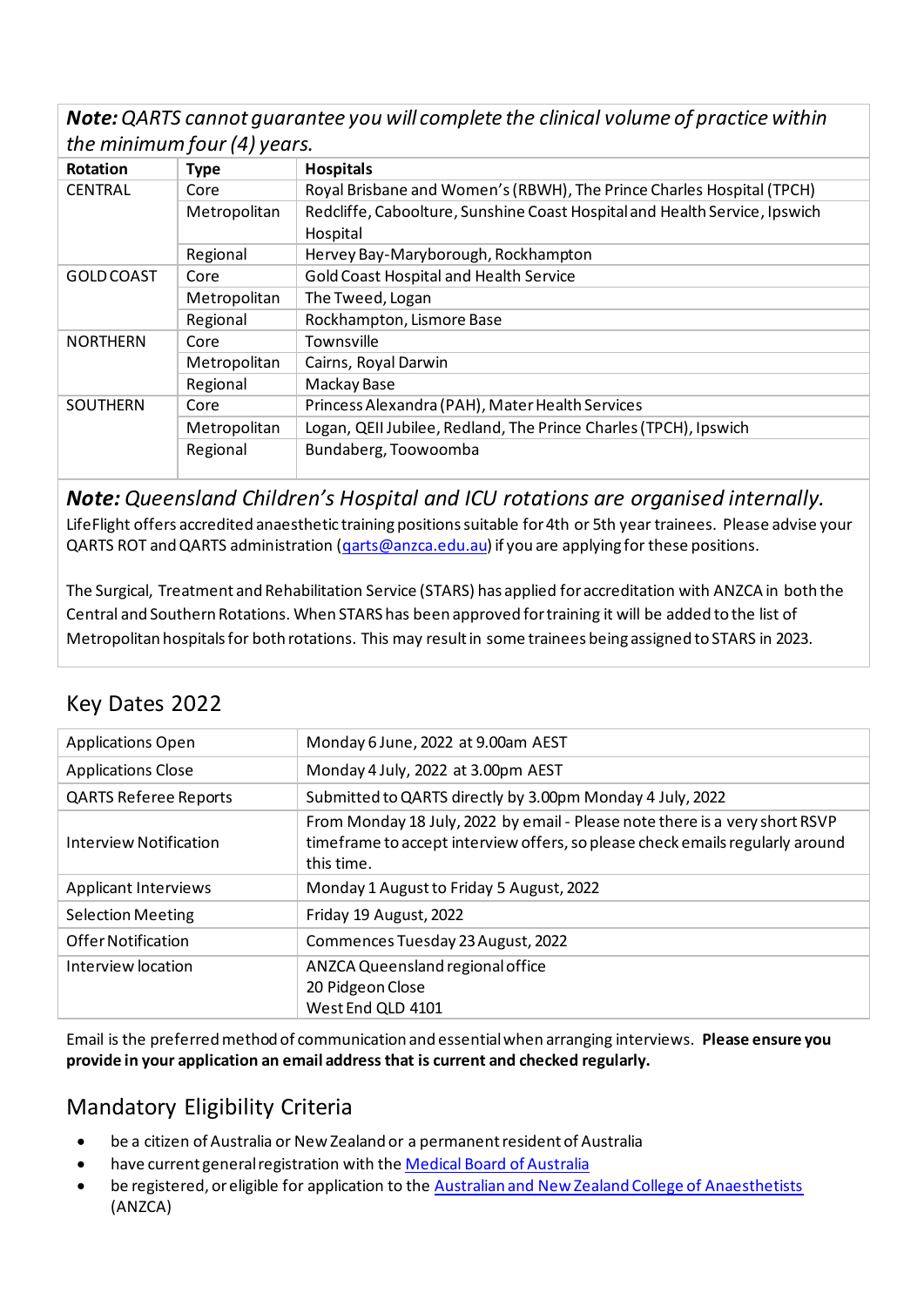***Note:*** *QARTS cannot guarantee you will complete the clinical volume of practice within the minimum four (4) years.*

| Rotation | Type | Hospitals |
|---|---|---|
| CENTRAL | Core | Royal Brisbane and Women's (RBWH), The Prince Charles Hospital (TPCH) |
| | Metropolitan | Redcliffe, Caboolture, Sunshine Coast Hospital and Health Service, Ipswich Hospital |
| | Regional | Hervey Bay-Maryborough, Rockhampton |
| GOLD COAST | Core | Gold Coast Hospital and Health Service |
| | Metropolitan | The Tweed, Logan |
| | Regional | Rockhampton, Lismore Base |
| NORTHERN | Core | Townsville |
| | Metropolitan | Cairns, Royal Darwin |
| | Regional | Mackay Base |
| SOUTHERN | Core | Princess Alexandra (PAH), Mater Health Services |
| | Metropolitan | Logan, QEII Jubilee, Redland, The Prince Charles (TPCH), Ipswich |
| | Regional | Bundaberg, Toowoomba |

***Note:*** *Queensland Children's Hospital and ICU rotations are organised internally.*

LifeFlight offers accredited anaesthetic training positions suitable for 4th or 5th year trainees. Please advise your QARTS ROT and QARTS administration (qarts@anzca.edu.au) if you are applying for these positions.

The Surgical, Treatment and Rehabilitation Service (STARS) has applied for accreditation with ANZCA in both the Central and Southern Rotations. When STARS has been approved for training it will be added to the list of Metropolitan hospitals for both rotations. This may result in some trainees being assigned to STARS in 2023.

## Key Dates 2022

| | |
|---|---|
| Applications Open | Monday 6 June, 2022 at 9.00am AEST |
| Applications Close | Monday 4 July, 2022 at 3.00pm AEST |
| QARTS Referee Reports | Submitted to QARTS directly by 3.00pm Monday 4 July, 2022 |
| Interview Notification | From Monday 18 July, 2022 by email - Please note there is a very short RSVP timeframe to accept interview offers, so please check emails regularly around this time. |
| Applicant Interviews | Monday 1 August to Friday 5 August, 2022 |
| Selection Meeting | Friday 19 August, 2022 |
| Offer Notification | Commences Tuesday 23 August, 2022 |
| Interview location | ANZCA Queensland regional office<br>20 Pidgeon Close<br>West End QLD 4101 |

Email is the preferred method of communication and essential when arranging interviews. **Please ensure you provide in your application an email address that is current and checked regularly.**

## Mandatory Eligibility Criteria

- be a citizen of Australia or New Zealand or a permanent resident of Australia
- have current general registration with the Medical Board of Australia
- be registered, or eligible for application to the Australian and New Zealand College of Anaesthetists (ANZCA)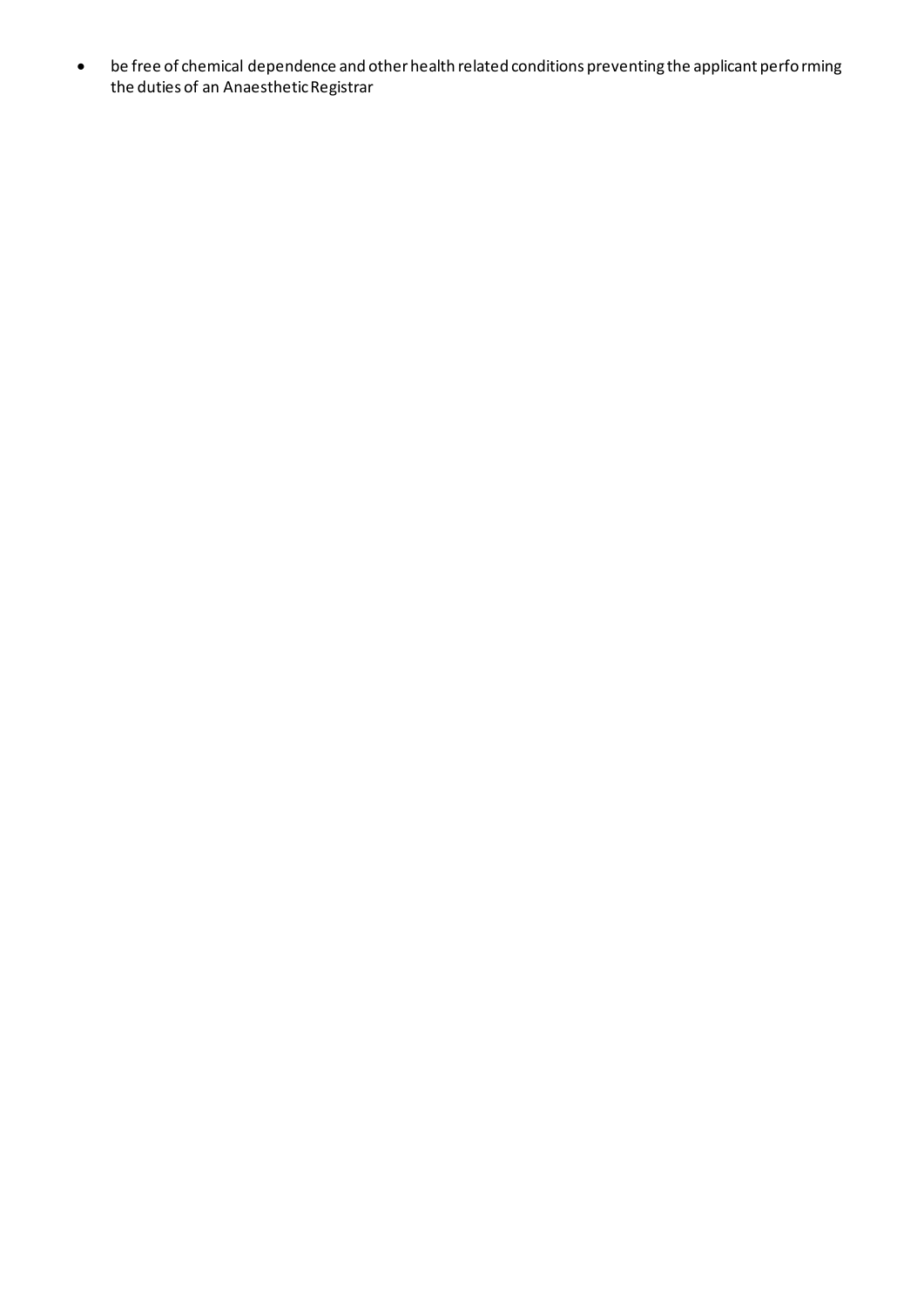- be free of chemical dependence and other health related conditions preventing the applicant performing the duties of an Anaesthetic Registrar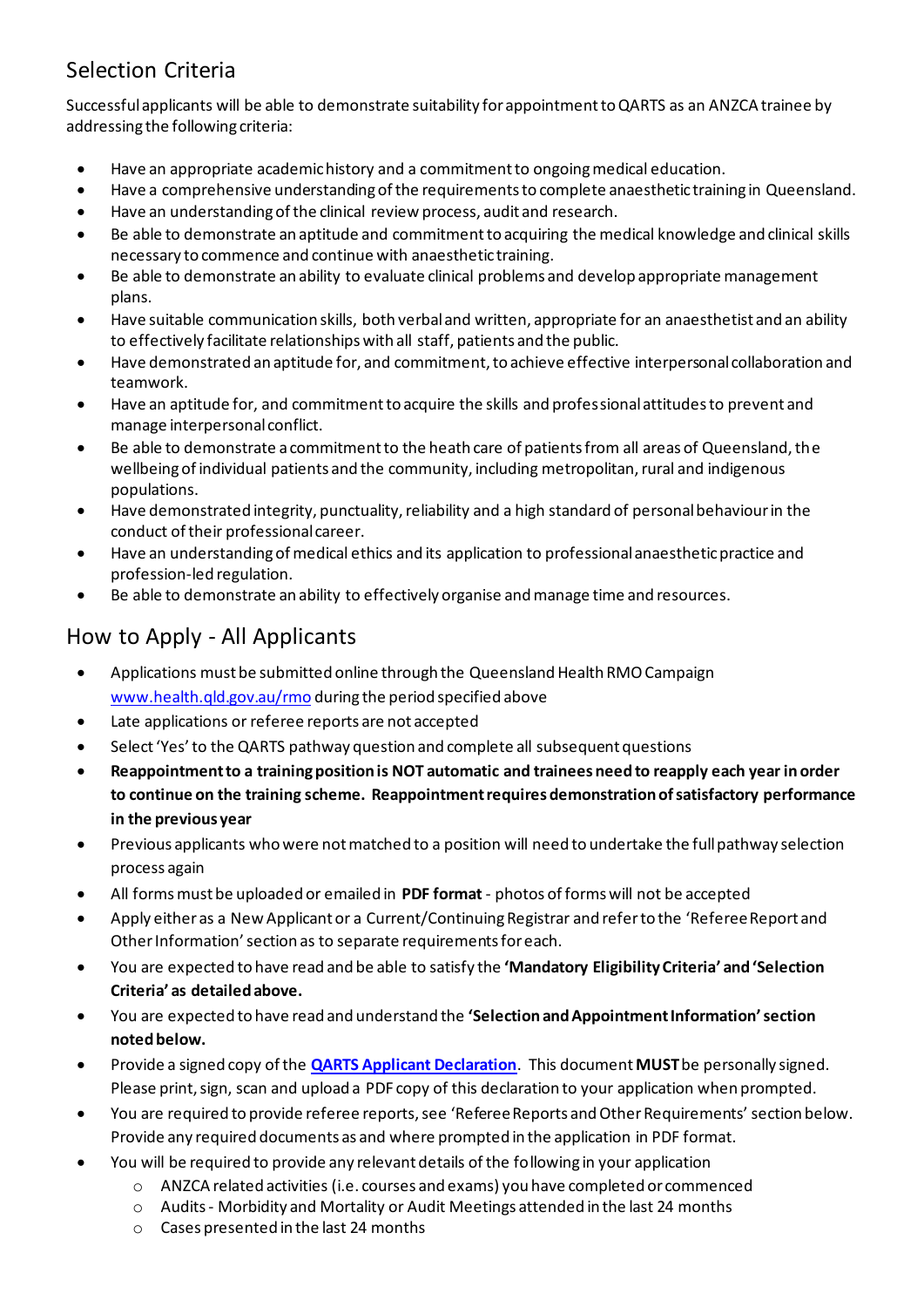## Selection Criteria

Successful applicants will be able to demonstrate suitability for appointment to QARTS as an ANZCA trainee by addressing the following criteria:

- Have an appropriate academic history and a commitment to ongoing medical education.
- Have a comprehensive understanding of the requirements to complete anaesthetic training in Queensland.
- Have an understanding of the clinical review process, audit and research.
- Be able to demonstrate an aptitude and commitment to acquiring the medical knowledge and clinical skills necessary to commence and continue with anaesthetic training.
- Be able to demonstrate an ability to evaluate clinical problems and develop appropriate management plans.
- Have suitable communication skills, both verbal and written, appropriate for an anaesthetist and an ability to effectively facilitate relationships with all staff, patients and the public.
- Have demonstrated an aptitude for, and commitment, to achieve effective interpersonal collaboration and teamwork.
- Have an aptitude for, and commitment to acquire the skills and professional attitudes to prevent and manage interpersonal conflict.
- Be able to demonstrate a commitment to the heath care of patients from all areas of Queensland, the wellbeing of individual patients and the community, including metropolitan, rural and indigenous populations.
- Have demonstrated integrity, punctuality, reliability and a high standard of personal behaviour in the conduct of their professional career.
- Have an understanding of medical ethics and its application to professional anaesthetic practice and profession-led regulation.
- Be able to demonstrate an ability to effectively organise and manage time and resources.

## How to Apply - All Applicants

- Applications must be submitted online through the Queensland Health RMO Campaign www.health.qld.gov.au/rmo during the period specified above
- Late applications or referee reports are not accepted
- Select 'Yes' to the QARTS pathway question and complete all subsequent questions
- **Reappointment to a training position is NOT automatic and trainees need to reapply each year in order to continue on the training scheme. Reappointment requires demonstration of satisfactory performance in the previous year**
- Previous applicants who were not matched to a position will need to undertake the full pathway selection process again
- All forms must be uploaded or emailed in **PDF format** - photos of forms will not be accepted
- Apply either as a New Applicant or a Current/Continuing Registrar and refer to the 'Referee Report and Other Information' section as to separate requirements for each.
- You are expected to have read and be able to satisfy the **'Mandatory Eligibility Criteria' and 'Selection Criteria' as detailed above.**
- You are expected to have read and understand the **'Selection and Appointment Information' section noted below.**
- Provide a signed copy of the **QARTS Applicant Declaration**. This document **MUST** be personally signed. Please print, sign, scan and upload a PDF copy of this declaration to your application when prompted.
- You are required to provide referee reports, see 'Referee Reports and Other Requirements' section below. Provide any required documents as and where prompted in the application in PDF format.
- You will be required to provide any relevant details of the following in your application
  - ANZCA related activities (i.e. courses and exams) you have completed or commenced
  - Audits - Morbidity and Mortality or Audit Meetings attended in the last 24 months
  - Cases presented in the last 24 months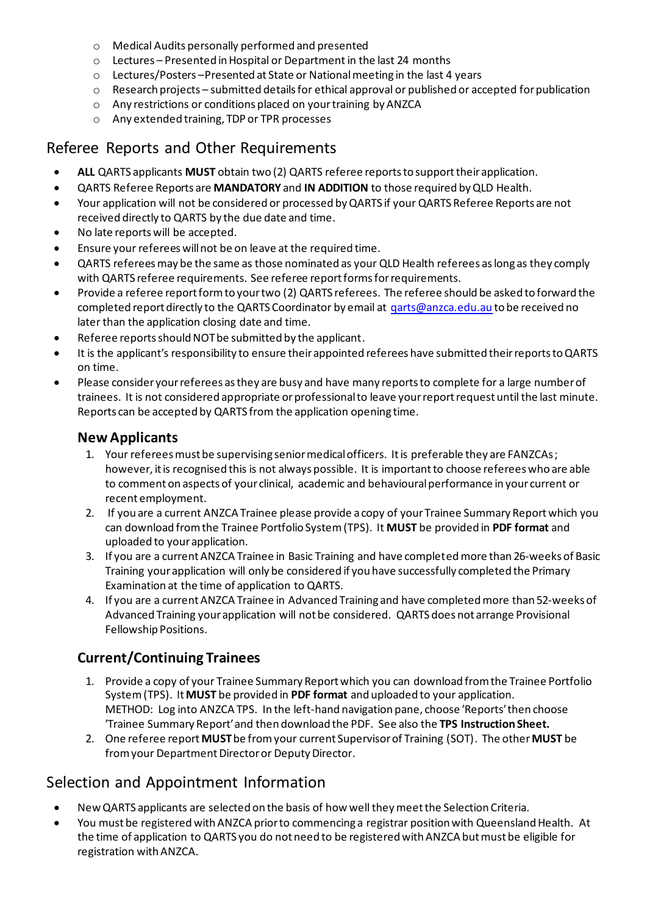- Medical Audits personally performed and presented
    - Lectures – Presented in Hospital or Department in the last 24 months
    - Lectures/Posters –Presented at State or National meeting in the last 4 years
    - Research projects – submitted details for ethical approval or published or accepted for publication
    - Any restrictions or conditions placed on your training by ANZCA
    - Any extended training, TDP or TPR processes

## Referee Reports and Other Requirements

- **ALL** QARTS applicants **MUST** obtain two (2) QARTS referee reports to support their application.
- QARTS Referee Reports are **MANDATORY** and **IN ADDITION** to those required by QLD Health.
- Your application will not be considered or processed by QARTS if your QARTS Referee Reports are not received directly to QARTS by the due date and time.
- No late reports will be accepted.
- Ensure your referees will not be on leave at the required time.
- QARTS referees may be the same as those nominated as your QLD Health referees as long as they comply with QARTS referee requirements. See referee report forms for requirements.
- Provide a referee report form to your two (2) QARTS referees. The referee should be asked to forward the completed report directly to the QARTS Coordinator by email at qarts@anzca.edu.au to be received no later than the application closing date and time.
- Referee reports should NOT be submitted by the applicant.
- It is the applicant's responsibility to ensure their appointed referees have submitted their reports to QARTS on time.
- Please consider your referees as they are busy and have many reports to complete for a large number of trainees. It is not considered appropriate or professional to leave your report request until the last minute. Reports can be accepted by QARTS from the application opening time.

### New Applicants

1. Your referees must be supervising senior medical officers. It is preferable they are FANZCAs; however, it is recognised this is not always possible. It is important to choose referees who are able to comment on aspects of your clinical, academic and behavioural performance in your current or recent employment.
2. If you are a current ANZCA Trainee please provide a copy of your Trainee Summary Report which you can download from the Trainee Portfolio System (TPS). It **MUST** be provided in **PDF format** and uploaded to your application.
3. If you are a current ANZCA Trainee in Basic Training and have completed more than 26-weeks of Basic Training your application will only be considered if you have successfully completed the Primary Examination at the time of application to QARTS.
4. If you are a current ANZCA Trainee in Advanced Training and have completed more than 52-weeks of Advanced Training your application will not be considered. QARTS does not arrange Provisional Fellowship Positions.

### Current/Continuing Trainees

1. Provide a copy of your Trainee Summary Report which you can download from the Trainee Portfolio System (TPS). It **MUST** be provided in **PDF format** and uploaded to your application.
   METHOD: Log into ANZCA TPS. In the left-hand navigation pane, choose 'Reports' then choose 'Trainee Summary Report' and then download the PDF. See also the **TPS Instruction Sheet.**
2. One referee report **MUST** be from your current Supervisor of Training (SOT). The other **MUST** be from your Department Director or Deputy Director.

## Selection and Appointment Information

- New QARTS applicants are selected on the basis of how well they meet the Selection Criteria.
- You must be registered with ANZCA prior to commencing a registrar position with Queensland Health. At the time of application to QARTS you do not need to be registered with ANZCA but must be eligible for registration with ANZCA.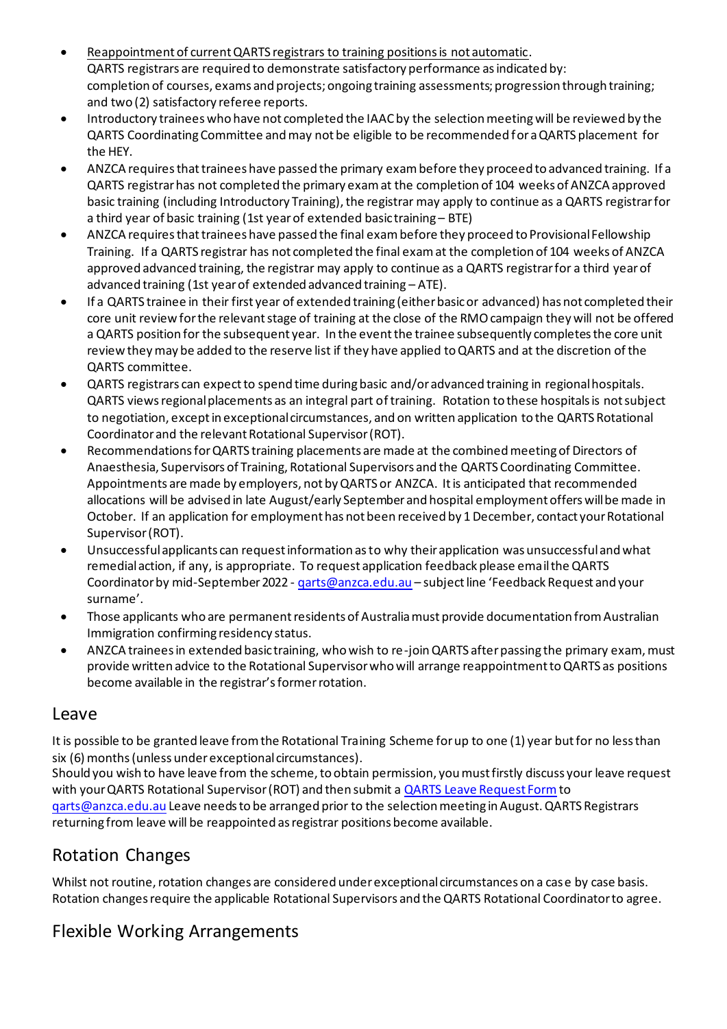- Reappointment of current QARTS registrars to training positions is not automatic.
  QARTS registrars are required to demonstrate satisfactory performance as indicated by: completion of courses, exams and projects; ongoing training assessments; progression through training; and two (2) satisfactory referee reports.
- Introductory trainees who have not completed the IAAC by the selection meeting will be reviewed by the QARTS Coordinating Committee and may not be eligible to be recommended for a QARTS placement for the HEY.
- ANZCA requires that trainees have passed the primary exam before they proceed to advanced training. If a QARTS registrar has not completed the primary exam at the completion of 104 weeks of ANZCA approved basic training (including Introductory Training), the registrar may apply to continue as a QARTS registrar for a third year of basic training (1st year of extended basic training – BTE)
- ANZCA requires that trainees have passed the final exam before they proceed to Provisional Fellowship Training. If a QARTS registrar has not completed the final exam at the completion of 104 weeks of ANZCA approved advanced training, the registrar may apply to continue as a QARTS registrar for a third year of advanced training (1st year of extended advanced training – ATE).
- If a QARTS trainee in their first year of extended training (either basic or advanced) has not completed their core unit review for the relevant stage of training at the close of the RMO campaign they will not be offered a QARTS position for the subsequent year. In the event the trainee subsequently completes the core unit review they may be added to the reserve list if they have applied to QARTS and at the discretion of the QARTS committee.
- QARTS registrars can expect to spend time during basic and/or advanced training in regional hospitals. QARTS views regional placements as an integral part of training. Rotation to these hospitals is not subject to negotiation, except in exceptional circumstances, and on written application to the QARTS Rotational Coordinator and the relevant Rotational Supervisor (ROT).
- Recommendations for QARTS training placements are made at the combined meeting of Directors of Anaesthesia, Supervisors of Training, Rotational Supervisors and the QARTS Coordinating Committee. Appointments are made by employers, not by QARTS or ANZCA. It is anticipated that recommended allocations will be advised in late August/early September and hospital employment offers will be made in October. If an application for employment has not been received by 1 December, contact your Rotational Supervisor (ROT).
- Unsuccessful applicants can request information as to why their application was unsuccessful and what remedial action, if any, is appropriate. To request application feedback please email the QARTS Coordinator by mid-September 2022 - [qarts@anzca.edu.au](mailto:qarts@anzca.edu.au) – subject line 'Feedback Request and your surname'.
- Those applicants who are permanent residents of Australia must provide documentation from Australian Immigration confirming residency status.
- ANZCA trainees in extended basic training, who wish to re-join QARTS after passing the primary exam, must provide written advice to the Rotational Supervisor who will arrange reappointment to QARTS as positions become available in the registrar's former rotation.

## Leave

It is possible to be granted leave from the Rotational Training Scheme for up to one (1) year but for no less than six (6) months (unless under exceptional circumstances).
Should you wish to have leave from the scheme, to obtain permission, you must firstly discuss your leave request with your QARTS Rotational Supervisor (ROT) and then submit a QARTS Leave Request Form to [qarts@anzca.edu.au](mailto:qarts@anzca.edu.au) Leave needs to be arranged prior to the selection meeting in August. QARTS Registrars returning from leave will be reappointed as registrar positions become available.

## Rotation Changes

Whilst not routine, rotation changes are considered under exceptional circumstances on a case by case basis. Rotation changes require the applicable Rotational Supervisors and the QARTS Rotational Coordinator to agree.

## Flexible Working Arrangements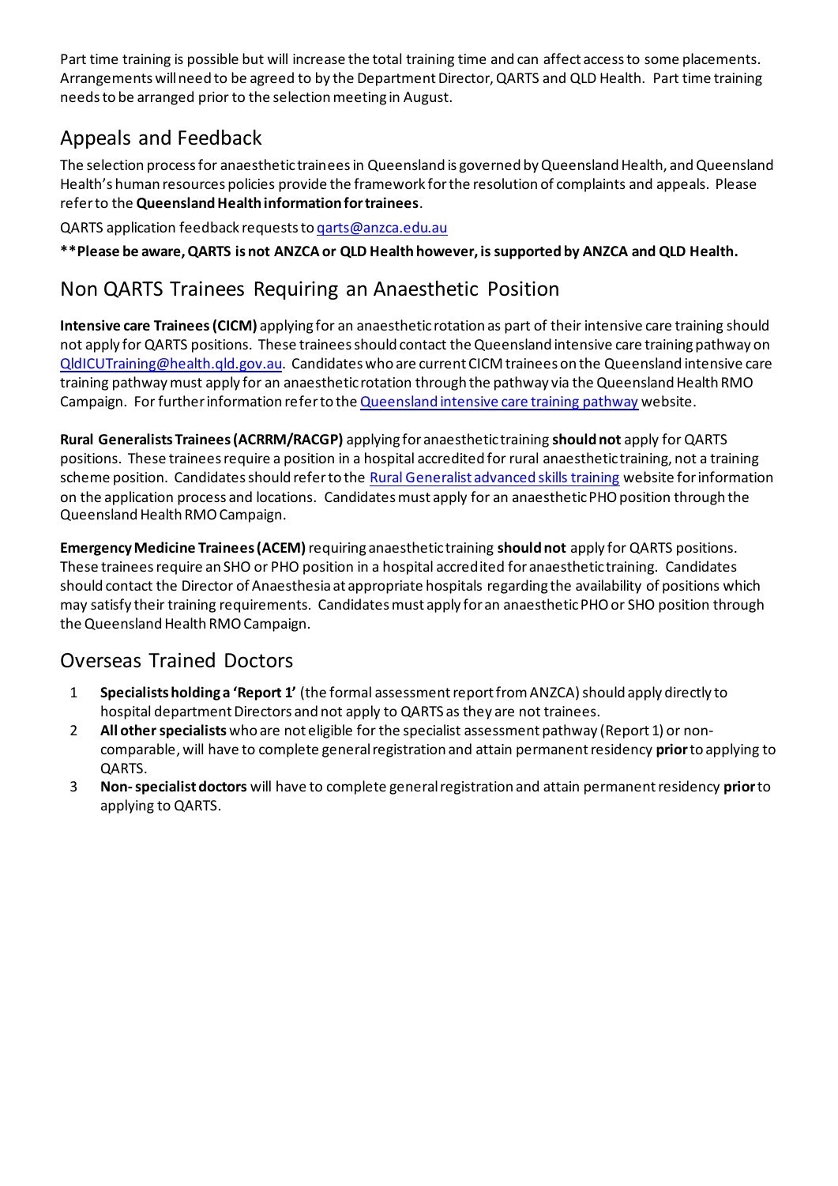Part time training is possible but will increase the total training time and can affect access to some placements. Arrangements will need to be agreed to by the Department Director, QARTS and QLD Health. Part time training needs to be arranged prior to the selection meeting in August.

## Appeals and Feedback

The selection process for anaesthetic trainees in Queensland is governed by Queensland Health, and Queensland Health's human resources policies provide the framework for the resolution of complaints and appeals. Please refer to the **Queensland Health information for trainees**.

QARTS application feedback requests to qarts@anzca.edu.au

**\*\*Please be aware, QARTS is not ANZCA or QLD Health however, is supported by ANZCA and QLD Health.**

## Non QARTS Trainees Requiring an Anaesthetic Position

**Intensive care Trainees (CICM)** applying for an anaesthetic rotation as part of their intensive care training should not apply for QARTS positions. These trainees should contact the Queensland intensive care training pathway on QldICUTraining@health.qld.gov.au. Candidates who are current CICM trainees on the Queensland intensive care training pathway must apply for an anaesthetic rotation through the pathway via the Queensland Health RMO Campaign. For further information refer to the Queensland intensive care training pathway website.

**Rural Generalists Trainees (ACRRM/RACGP)** applying for anaesthetic training **should not** apply for QARTS positions. These trainees require a position in a hospital accredited for rural anaesthetic training, not a training scheme position. Candidates should refer to the Rural Generalist advanced skills training website for information on the application process and locations. Candidates must apply for an anaesthetic PHO position through the Queensland Health RMO Campaign.

**Emergency Medicine Trainees (ACEM)** requiring anaesthetic training **should not** apply for QARTS positions. These trainees require an SHO or PHO position in a hospital accredited for anaesthetic training. Candidates should contact the Director of Anaesthesia at appropriate hospitals regarding the availability of positions which may satisfy their training requirements. Candidates must apply for an anaesthetic PHO or SHO position through the Queensland Health RMO Campaign.

## Overseas Trained Doctors

1. **Specialists holding a 'Report 1'** (the formal assessment report from ANZCA) should apply directly to hospital department Directors and not apply to QARTS as they are not trainees.
2. **All other specialists** who are not eligible for the specialist assessment pathway (Report 1) or non-comparable, will have to complete general registration and attain permanent residency **prior** to applying to QARTS.
3. **Non- specialist doctors** will have to complete general registration and attain permanent residency **prior** to applying to QARTS.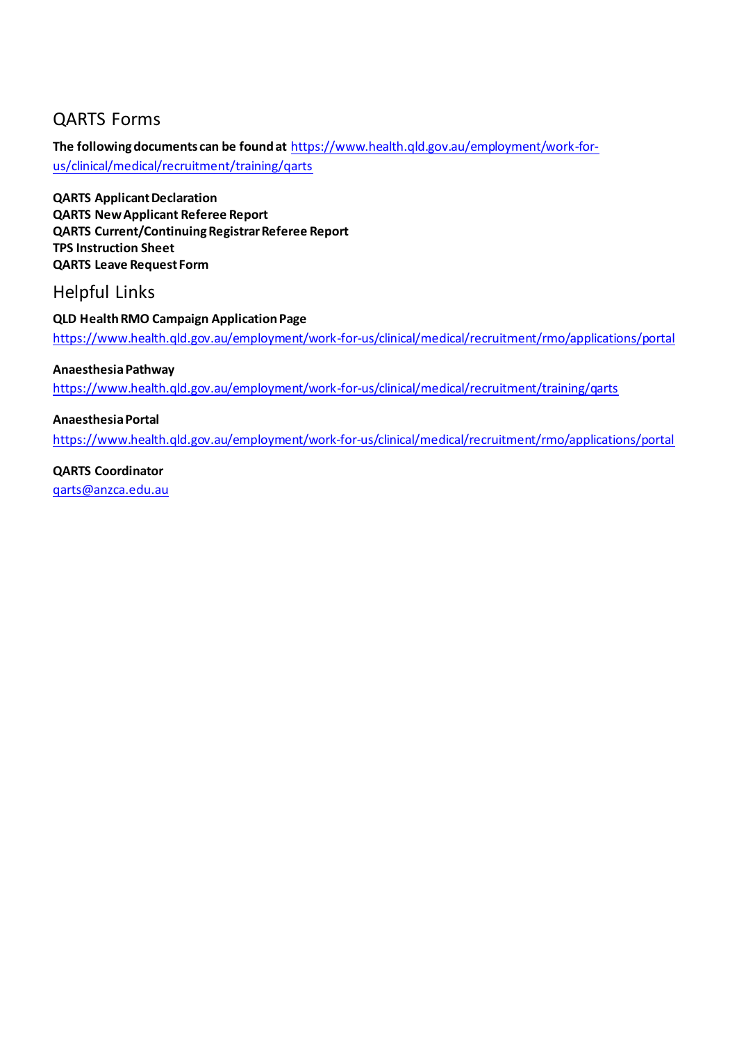## QARTS Forms

**The following documents can be found at** https://www.health.qld.gov.au/employment/work-for-us/clinical/medical/recruitment/training/qarts

**QARTS Applicant Declaration**
**QARTS New Applicant Referee Report**
**QARTS Current/Continuing Registrar Referee Report**
**TPS Instruction Sheet**
**QARTS Leave Request Form**

## Helpful Links

**QLD Health RMO Campaign Application Page**
https://www.health.qld.gov.au/employment/work-for-us/clinical/medical/recruitment/rmo/applications/portal

**Anaesthesia Pathway**
https://www.health.qld.gov.au/employment/work-for-us/clinical/medical/recruitment/training/qarts

**Anaesthesia Portal**
https://www.health.qld.gov.au/employment/work-for-us/clinical/medical/recruitment/rmo/applications/portal

**QARTS Coordinator**
qarts@anzca.edu.au